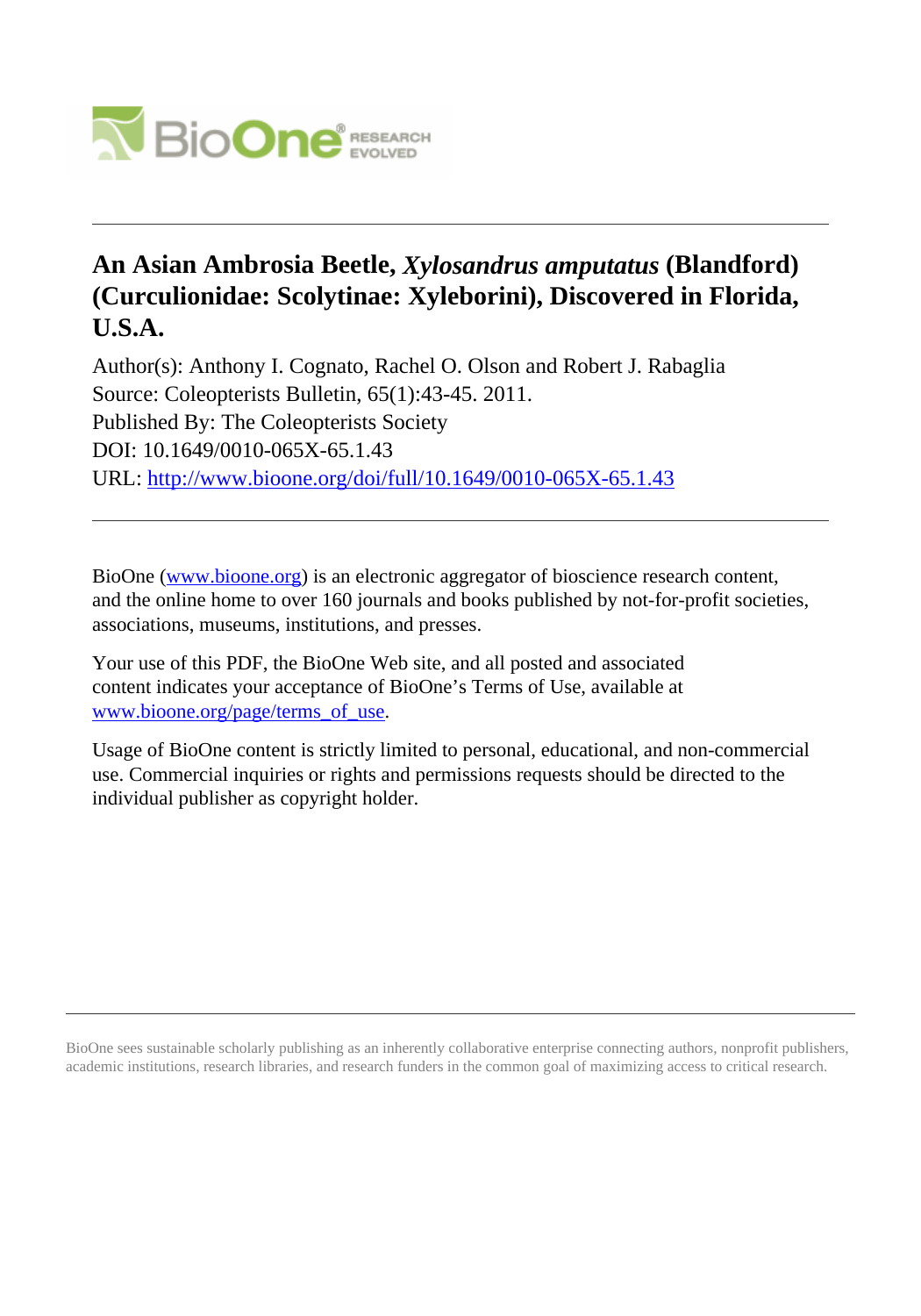# An Asian Ambrosia Beetle, *Xylosandrus amputatus* (Blandford) (Curculionidae: Scolytinae: Xyleborini), Discovered in Florida, U.S.A.

Author(s): Anthony I. Cognato, Rachel O. Olson and Robert J. Rabaglia
Source: Coleopterists Bulletin, 65(1):43-45. 2011.
Published By: The Coleopterists Society
DOI: 10.1649/0010-065X-65.1.43
URL: http://www.bioone.org/doi/full/10.1649/0010-065X-65.1.43

---

BioOne (www.bioone.org) is an electronic aggregator of bioscience research content, and the online home to over 160 journals and books published by not-for-profit societies, associations, museums, institutions, and presses.

Your use of this PDF, the BioOne Web site, and all posted and associated content indicates your acceptance of BioOne's Terms of Use, available at www.bioone.org/page/terms_of_use.

Usage of BioOne content is strictly limited to personal, educational, and non-commercial use. Commercial inquiries or rights and permissions requests should be directed to the individual publisher as copyright holder.

---

BioOne sees sustainable scholarly publishing as an inherently collaborative enterprise connecting authors, nonprofit publishers, academic institutions, research libraries, and research funders in the common goal of maximizing access to critical research.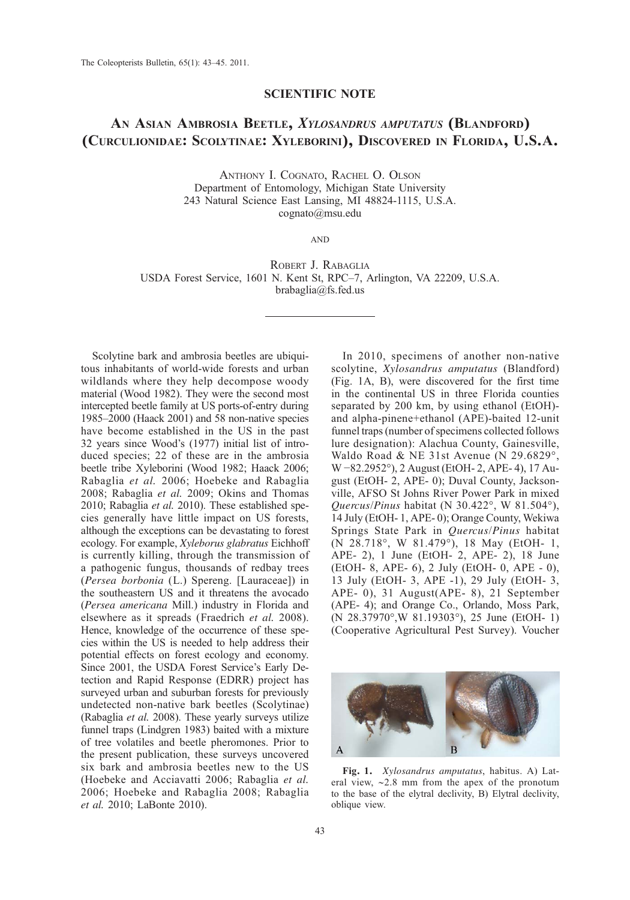## SCIENTIFIC NOTE

# An Asian Ambrosia Beetle, *Xylosandrus amputatus* (Blandford) (Curculionidae: Scolytinae: Xyleborini), Discovered in Florida, U.S.A.

Anthony I. Cognato, Rachel O. Olson  
Department of Entomology, Michigan State University  
243 Natural Science East Lansing, MI 48824-1115, U.S.A.  
cognato@msu.edu

and

Robert J. Rabaglia  
USDA Forest Service, 1601 N. Kent St, RPC–7, Arlington, VA 22209, U.S.A.  
brabaglia@fs.fed.us

Scolytine bark and ambrosia beetles are ubiquitous inhabitants of world-wide forests and urban wildlands where they help decompose woody material (Wood 1982). They were the second most intercepted beetle family at US ports-of-entry during 1985–2000 (Haack 2001) and 58 non-native species have become established in the US in the past 32 years since Wood's (1977) initial list of introduced species; 22 of these are in the ambrosia beetle tribe Xyleborini (Wood 1982; Haack 2006; Rabaglia *et al.* 2006; Hoebeke and Rabaglia 2008; Rabaglia *et al.* 2009; Okins and Thomas 2010; Rabaglia *et al.* 2010). These established species generally have little impact on US forests, although the exceptions can be devastating to forest ecology. For example, *Xyleborus glabratus* Eichhoff is currently killing, through the transmission of a pathogenic fungus, thousands of redbay trees (*Persea borbonia* (L.) Spereng. [Lauraceae]) in the southeastern US and it threatens the avocado (*Persea americana* Mill.) industry in Florida and elsewhere as it spreads (Fraedrich *et al.* 2008). Hence, knowledge of the occurrence of these species within the US is needed to help address their potential effects on forest ecology and economy. Since 2001, the USDA Forest Service's Early Detection and Rapid Response (EDRR) project has surveyed urban and suburban forests for previously undetected non-native bark beetles (Scolytinae) (Rabaglia *et al.* 2008). These yearly surveys utilize funnel traps (Lindgren 1983) baited with a mixture of tree volatiles and beetle pheromones. Prior to the present publication, these surveys uncovered six bark and ambrosia beetles new to the US (Hoebeke and Acciavatti 2006; Rabaglia *et al.* 2006; Hoebeke and Rabaglia 2008; Rabaglia *et al.* 2010; LaBonte 2010).

In 2010, specimens of another non-native scolytine, *Xylosandrus amputatus* (Blandford) (Fig. 1A, B), were discovered for the first time in the continental US in three Florida counties separated by 200 km, by using ethanol (EtOH)- and alpha-pinene+ethanol (APE)-baited 12-unit funnel traps (number of specimens collected follows lure designation): Alachua County, Gainesville, Waldo Road & NE 31st Avenue (N 29.6829°, W −82.2952°), 2 August (EtOH- 2, APE- 4), 17 August (EtOH- 2, APE- 0); Duval County, Jacksonville, AFSO St Johns River Power Park in mixed *Quercus*/*Pinus* habitat (N 30.422°, W 81.504°), 14 July (EtOH- 1, APE- 0); Orange County, Wekiwa Springs State Park in *Quercus*/*Pinus* habitat (N 28.718°, W 81.479°), 18 May (EtOH- 1, APE- 2), 1 June (EtOH- 2, APE- 2), 18 June (EtOH- 8, APE- 6), 2 July (EtOH- 0, APE - 0), 13 July (EtOH- 3, APE -1), 29 July (EtOH- 3, APE- 0), 31 August(APE- 8), 21 September (APE- 4); and Orange Co., Orlando, Moss Park, (N 28.37970°,W 81.19303°), 25 June (EtOH- 1) (Cooperative Agricultural Pest Survey). Voucher

**Fig. 1.** *Xylosandrus amputatus*, habitus. A) Lateral view, ~2.8 mm from the apex of the pronotum to the base of the elytral declivity, B) Elytral declivity, oblique view.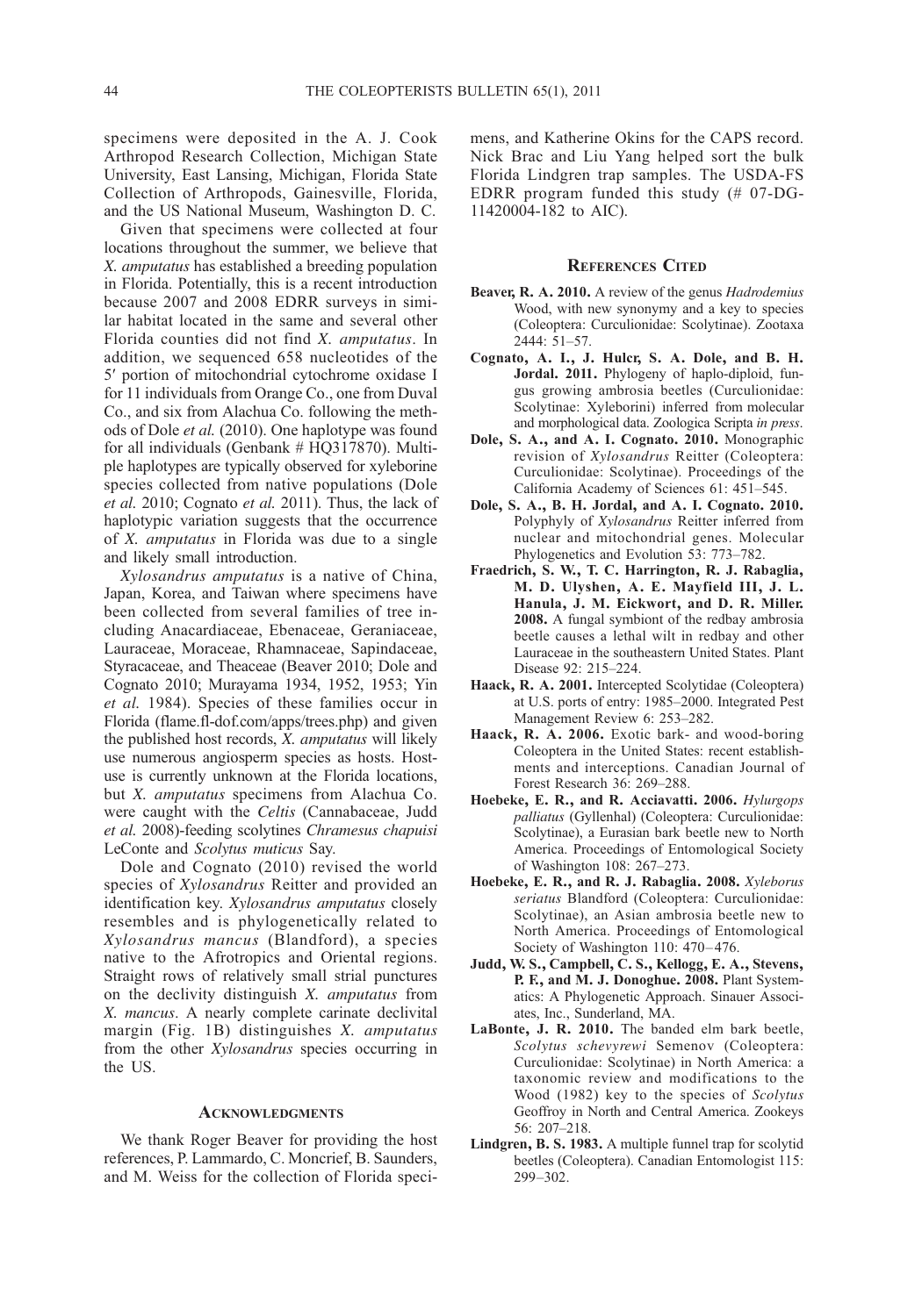specimens were deposited in the A. J. Cook Arthropod Research Collection, Michigan State University, East Lansing, Michigan, Florida State Collection of Arthropods, Gainesville, Florida, and the US National Museum, Washington D. C.

Given that specimens were collected at four locations throughout the summer, we believe that *X. amputatus* has established a breeding population in Florida. Potentially, this is a recent introduction because 2007 and 2008 EDRR surveys in similar habitat located in the same and several other Florida counties did not find *X. amputatus*. In addition, we sequenced 658 nucleotides of the 5′ portion of mitochondrial cytochrome oxidase I for 11 individuals from Orange Co., one from Duval Co., and six from Alachua Co. following the methods of Dole *et al.* (2010). One haplotype was found for all individuals (Genbank # HQ317870). Multiple haplotypes are typically observed for xyleborine species collected from native populations (Dole *et al.* 2010; Cognato *et al.* 2011). Thus, the lack of haplotypic variation suggests that the occurrence of *X. amputatus* in Florida was due to a single and likely small introduction.

*Xylosandrus amputatus* is a native of China, Japan, Korea, and Taiwan where specimens have been collected from several families of tree including Anacardiaceae, Ebenaceae, Geraniaceae, Lauraceae, Moraceae, Rhamnaceae, Sapindaceae, Styracaceae, and Theaceae (Beaver 2010; Dole and Cognato 2010; Murayama 1934, 1952, 1953; Yin *et al.* 1984). Species of these families occur in Florida (flame.fl-dof.com/apps/trees.php) and given the published host records, *X. amputatus* will likely use numerous angiosperm species as hosts. Host-use is currently unknown at the Florida locations, but *X. amputatus* specimens from Alachua Co. were caught with the *Celtis* (Cannabaceae, Judd *et al.* 2008)-feeding scolytines *Chramesus chapuisi* LeConte and *Scolytus muticus* Say.

Dole and Cognato (2010) revised the world species of *Xylosandrus* Reitter and provided an identification key. *Xylosandrus amputatus* closely resembles and is phylogenetically related to *Xylosandrus mancus* (Blandford), a species native to the Afrotropics and Oriental regions. Straight rows of relatively small strial punctures on the declivity distinguish *X. amputatus* from *X. mancus*. A nearly complete carinate declivital margin (Fig. 1B) distinguishes *X. amputatus* from the other *Xylosandrus* species occurring in the US.

## Acknowledgments

We thank Roger Beaver for providing the host references, P. Lammardo, C. Moncrief, B. Saunders, and M. Weiss for the collection of Florida specimens, and Katherine Okins for the CAPS record. Nick Brac and Liu Yang helped sort the bulk Florida Lindgren trap samples. The USDA-FS EDRR program funded this study (# 07-DG-11420004-182 to AIC).

## References Cited

**Beaver, R. A. 2010.** A review of the genus *Hadrodemius* Wood, with new synonymy and a key to species (Coleoptera: Curculionidae: Scolytinae). Zootaxa 2444: 51–57.

**Cognato, A. I., J. Hulcr, S. A. Dole, and B. H. Jordal. 2011.** Phylogeny of haplo-diploid, fungus growing ambrosia beetles (Curculionidae: Scolytinae: Xyleborini) inferred from molecular and morphological data. Zoologica Scripta *in press*.

**Dole, S. A., and A. I. Cognato. 2010.** Monographic revision of *Xylosandrus* Reitter (Coleoptera: Curculionidae: Scolytinae). Proceedings of the California Academy of Sciences 61: 451–545.

**Dole, S. A., B. H. Jordal, and A. I. Cognato. 2010.** Polyphyly of *Xylosandrus* Reitter inferred from nuclear and mitochondrial genes. Molecular Phylogenetics and Evolution 53: 773–782.

**Fraedrich, S. W., T. C. Harrington, R. J. Rabaglia, M. D. Ulyshen, A. E. Mayfield III, J. L. Hanula, J. M. Eickwort, and D. R. Miller. 2008.** A fungal symbiont of the redbay ambrosia beetle causes a lethal wilt in redbay and other Lauraceae in the southeastern United States. Plant Disease 92: 215–224.

**Haack, R. A. 2001.** Intercepted Scolytidae (Coleoptera) at U.S. ports of entry: 1985–2000. Integrated Pest Management Review 6: 253–282.

**Haack, R. A. 2006.** Exotic bark- and wood-boring Coleoptera in the United States: recent establishments and interceptions. Canadian Journal of Forest Research 36: 269–288.

**Hoebeke, E. R., and R. Acciavatti. 2006.** *Hylurgops palliatus* (Gyllenhal) (Coleoptera: Curculionidae: Scolytinae), a Eurasian bark beetle new to North America. Proceedings of Entomological Society of Washington 108: 267–273.

**Hoebeke, E. R., and R. J. Rabaglia. 2008.** *Xyleborus seriatus* Blandford (Coleoptera: Curculionidae: Scolytinae), an Asian ambrosia beetle new to North America. Proceedings of Entomological Society of Washington 110: 470–476.

**Judd, W. S., Campbell, C. S., Kellogg, E. A., Stevens, P. F., and M. J. Donoghue. 2008.** Plant Systematics: A Phylogenetic Approach. Sinauer Associates, Inc., Sunderland, MA.

**LaBonte, J. R. 2010.** The banded elm bark beetle, *Scolytus schevyrewi* Semenov (Coleoptera: Curculionidae: Scolytinae) in North America: a taxonomic review and modifications to the Wood (1982) key to the species of *Scolytus* Geoffroy in North and Central America. Zookeys 56: 207–218.

**Lindgren, B. S. 1983.** A multiple funnel trap for scolytid beetles (Coleoptera). Canadian Entomologist 115: 299–302.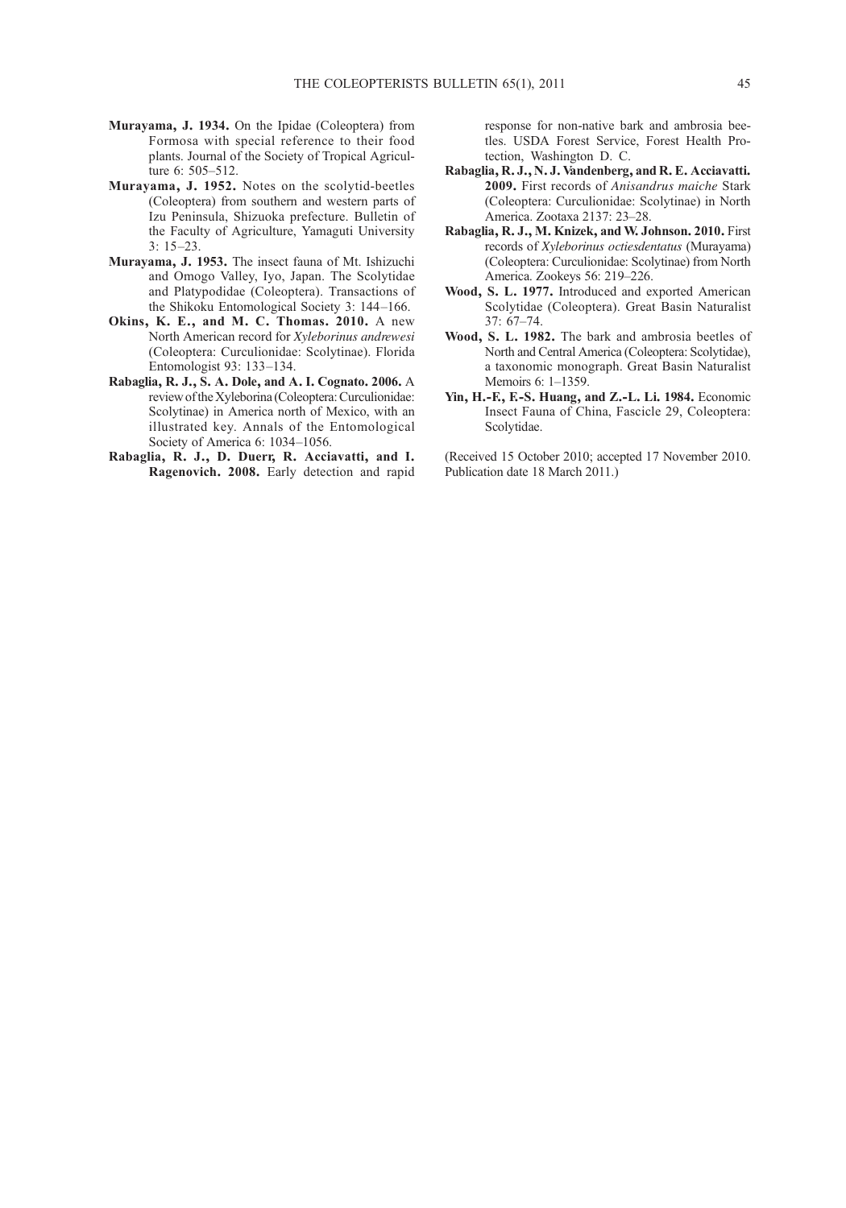**Murayama, J. 1934.** On the Ipidae (Coleoptera) from Formosa with special reference to their food plants. Journal of the Society of Tropical Agriculture 6: 505–512.

**Murayama, J. 1952.** Notes on the scolytid-beetles (Coleoptera) from southern and western parts of Izu Peninsula, Shizuoka prefecture. Bulletin of the Faculty of Agriculture, Yamaguti University 3: 15–23.

**Murayama, J. 1953.** The insect fauna of Mt. Ishizuchi and Omogo Valley, Iyo, Japan. The Scolytidae and Platypodidae (Coleoptera). Transactions of the Shikoku Entomological Society 3: 144–166.

**Okins, K. E., and M. C. Thomas. 2010.** A new North American record for *Xyleborinus andrewesi* (Coleoptera: Curculionidae: Scolytinae). Florida Entomologist 93: 133–134.

**Rabaglia, R. J., S. A. Dole, and A. I. Cognato. 2006.** A review of the Xyleborina (Coleoptera: Curculionidae: Scolytinae) in America north of Mexico, with an illustrated key. Annals of the Entomological Society of America 6: 1034–1056.

**Rabaglia, R. J., D. Duerr, R. Acciavatti, and I. Ragenovich. 2008.** Early detection and rapid response for non-native bark and ambrosia beetles. USDA Forest Service, Forest Health Protection, Washington D. C.

**Rabaglia, R. J., N. J. Vandenberg, and R. E. Acciavatti. 2009.** First records of *Anisandrus maiche* Stark (Coleoptera: Curculionidae: Scolytinae) in North America. Zootaxa 2137: 23–28.

**Rabaglia, R. J., M. Knizek, and W. Johnson. 2010.** First records of *Xyleborinus octiesdentatus* (Murayama) (Coleoptera: Curculionidae: Scolytinae) from North America. Zookeys 56: 219–226.

**Wood, S. L. 1977.** Introduced and exported American Scolytidae (Coleoptera). Great Basin Naturalist 37: 67–74.

**Wood, S. L. 1982.** The bark and ambrosia beetles of North and Central America (Coleoptera: Scolytidae), a taxonomic monograph. Great Basin Naturalist Memoirs 6: 1–1359.

**Yin, H.-F., F.-S. Huang, and Z.-L. Li. 1984.** Economic Insect Fauna of China, Fascicle 29, Coleoptera: Scolytidae.

(Received 15 October 2010; accepted 17 November 2010. Publication date 18 March 2011.)